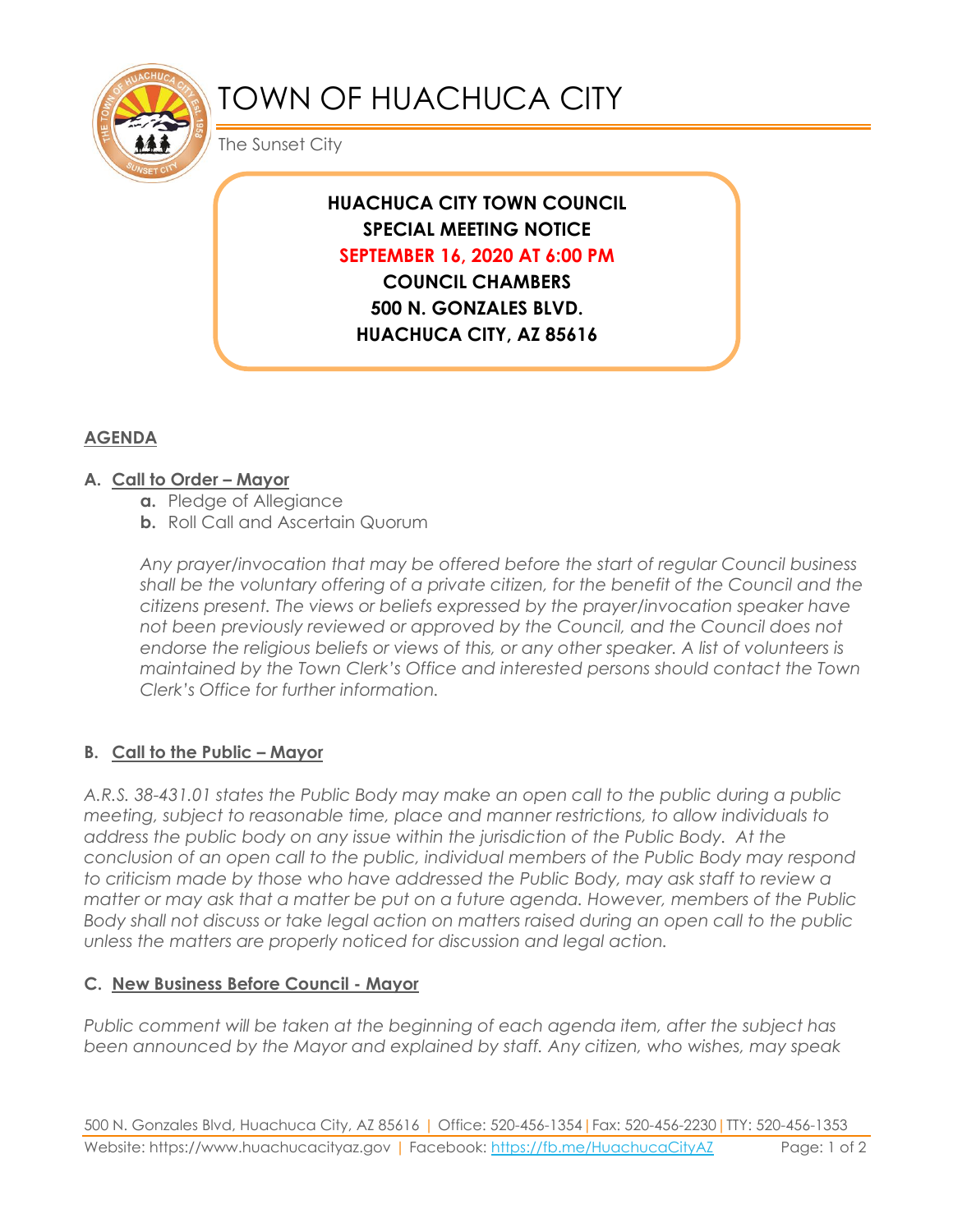# TOWN OF HUACHUCA CITY

The Sunset City

**HUACHUCA CITY TOWN COUNCIL**
**SPECIAL MEETING NOTICE**
**SEPTEMBER 16, 2020 AT 6:00 PM**
**COUNCIL CHAMBERS**
**500 N. GONZALES BLVD.**
**HUACHUCA CITY, AZ 85616**

## AGENDA

### A. Call to Order – Mayor

- **a.** Pledge of Allegiance
- **b.** Roll Call and Ascertain Quorum

*Any prayer/invocation that may be offered before the start of regular Council business shall be the voluntary offering of a private citizen, for the benefit of the Council and the citizens present. The views or beliefs expressed by the prayer/invocation speaker have not been previously reviewed or approved by the Council, and the Council does not endorse the religious beliefs or views of this, or any other speaker. A list of volunteers is maintained by the Town Clerk's Office and interested persons should contact the Town Clerk's Office for further information.*

### B. Call to the Public – Mayor

*A.R.S. 38-431.01 states the Public Body may make an open call to the public during a public meeting, subject to reasonable time, place and manner restrictions, to allow individuals to address the public body on any issue within the jurisdiction of the Public Body. At the conclusion of an open call to the public, individual members of the Public Body may respond to criticism made by those who have addressed the Public Body, may ask staff to review a matter or may ask that a matter be put on a future agenda. However, members of the Public Body shall not discuss or take legal action on matters raised during an open call to the public unless the matters are properly noticed for discussion and legal action.*

### C. New Business Before Council - Mayor

*Public comment will be taken at the beginning of each agenda item, after the subject has been announced by the Mayor and explained by staff. Any citizen, who wishes, may speak*

500 N. Gonzales Blvd, Huachuca City, AZ 85616 | Office: 520-456-1354 | Fax: 520-456-2230 | TTY: 520-456-1353
Website: https://www.huachucacityaz.gov | Facebook: https://fb.me/HuachucaCityAZ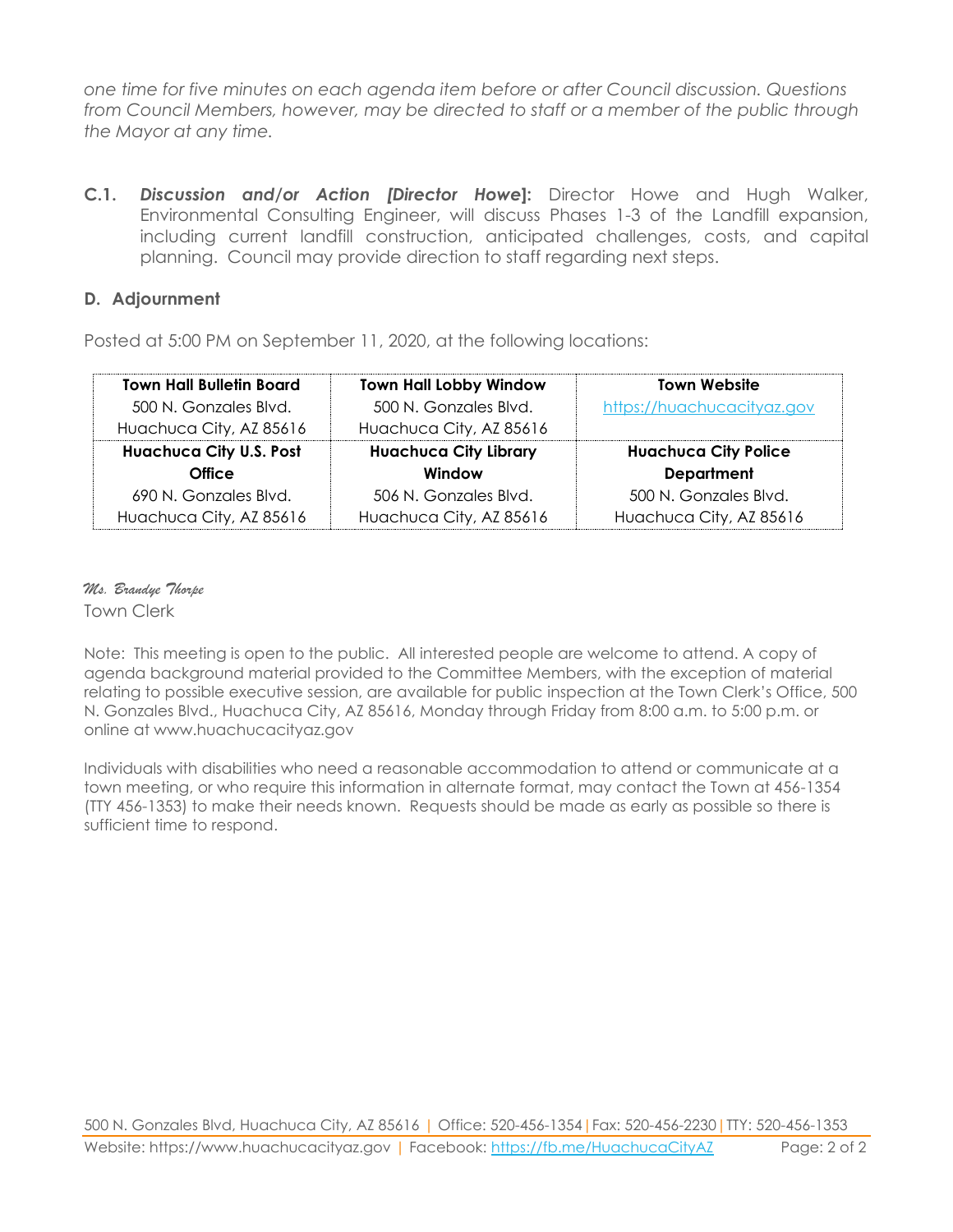*one time for five minutes on each agenda item before or after Council discussion. Questions from Council Members, however, may be directed to staff or a member of the public through the Mayor at any time.*

**C.1.** ***Discussion and/or Action [Director Howe]:*** Director Howe and Hugh Walker, Environmental Consulting Engineer, will discuss Phases 1-3 of the Landfill expansion, including current landfill construction, anticipated challenges, costs, and capital planning. Council may provide direction to staff regarding next steps.

## D. Adjournment

Posted at 5:00 PM on September 11, 2020, at the following locations:

| | | |
|---|---|---|
| **Town Hall Bulletin Board**<br>500 N. Gonzales Blvd.<br>Huachuca City, AZ 85616 | **Town Hall Lobby Window**<br>500 N. Gonzales Blvd.<br>Huachuca City, AZ 85616 | **Town Website**<br>https://huachucacityaz.gov |
| **Huachuca City U.S. Post Office**<br>690 N. Gonzales Blvd.<br>Huachuca City, AZ 85616 | **Huachuca City Library Window**<br>506 N. Gonzales Blvd.<br>Huachuca City, AZ 85616 | **Huachuca City Police Department**<br>500 N. Gonzales Blvd.<br>Huachuca City, AZ 85616 |

*Ms. Brandye Thorpe*
Town Clerk

Note: This meeting is open to the public. All interested people are welcome to attend. A copy of agenda background material provided to the Committee Members, with the exception of material relating to possible executive session, are available for public inspection at the Town Clerk's Office, 500 N. Gonzales Blvd., Huachuca City, AZ 85616, Monday through Friday from 8:00 a.m. to 5:00 p.m. or online at www.huachucacityaz.gov

Individuals with disabilities who need a reasonable accommodation to attend or communicate at a town meeting, or who require this information in alternate format, may contact the Town at 456-1354 (TTY 456-1353) to make their needs known. Requests should be made as early as possible so there is sufficient time to respond.